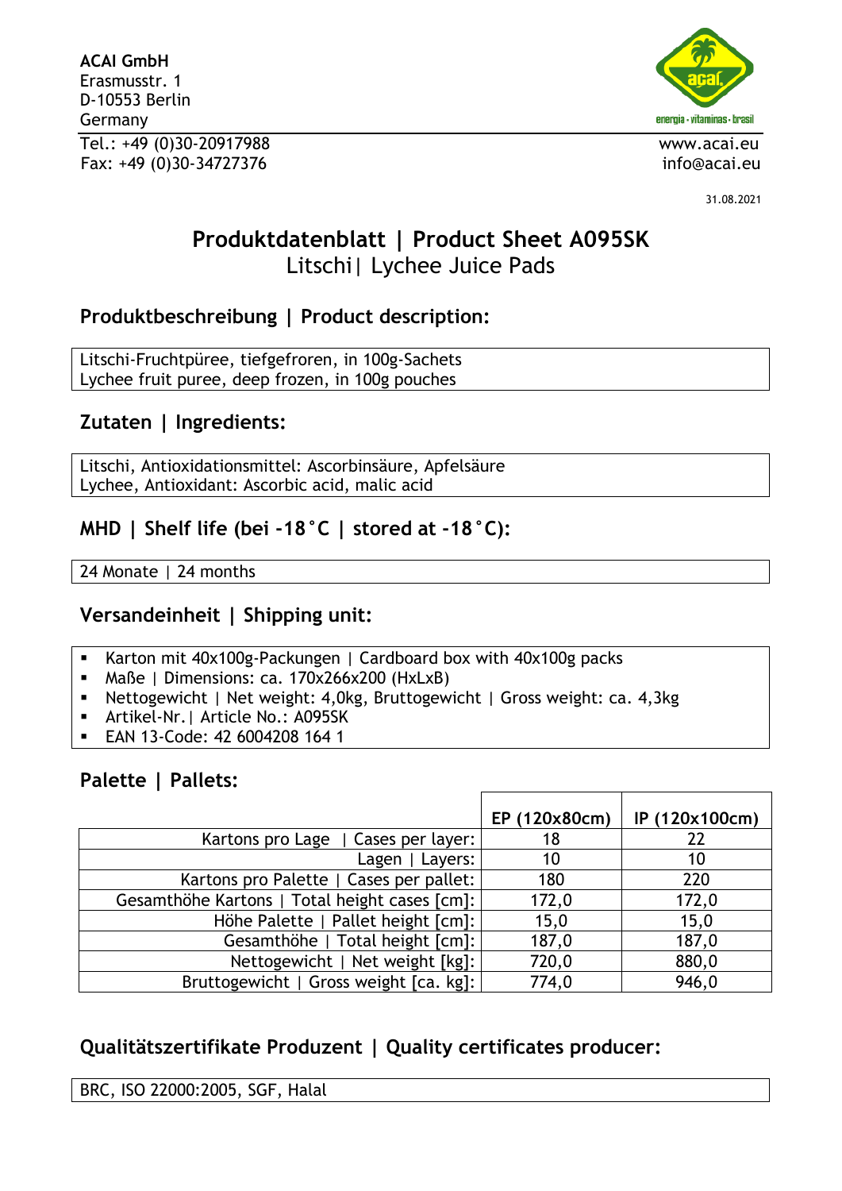**ACAI GmbH**
Erasmusstr. 1
D-10553 Berlin
Germany
Tel.: +49 (0)30-20917988
Fax: +49 (0)30-34727376

www.acai.eu
info@acai.eu

31.08.2021

# Produktdatenblatt | Product Sheet A095SK
Litschi| Lychee Juice Pads

## Produktbeschreibung | Product description:

Litschi-Fruchtpüree, tiefgefroren, in 100g-Sachets
Lychee fruit puree, deep frozen, in 100g pouches

## Zutaten | Ingredients:

Litschi, Antioxidationsmittel: Ascorbinsäure, Apfelsäure
Lychee, Antioxidant: Ascorbic acid, malic acid

## MHD | Shelf life (bei -18°C | stored at -18°C):

24 Monate | 24 months

## Versandeinheit | Shipping unit:

- Karton mit 40x100g-Packungen | Cardboard box with 40x100g packs
- Maße | Dimensions: ca. 170x266x200 (HxLxB)
- Nettogewicht | Net weight: 4,0kg, Bruttogewicht | Gross weight: ca. 4,3kg
- Artikel-Nr.| Article No.: A095SK
- EAN 13-Code: 42 6004208 164 1

## Palette | Pallets:

| | EP (120x80cm) | IP (120x100cm) |
|---|---|---|
| Kartons pro Lage \| Cases per layer: | 18 | 22 |
| Lagen \| Layers: | 10 | 10 |
| Kartons pro Palette \| Cases per pallet: | 180 | 220 |
| Gesamthöhe Kartons \| Total height cases [cm]: | 172,0 | 172,0 |
| Höhe Palette \| Pallet height [cm]: | 15,0 | 15,0 |
| Gesamthöhe \| Total height [cm]: | 187,0 | 187,0 |
| Nettogewicht \| Net weight [kg]: | 720,0 | 880,0 |
| Bruttogewicht \| Gross weight [ca. kg]: | 774,0 | 946,0 |

## Qualitätszertifikate Produzent | Quality certificates producer:

BRC, ISO 22000:2005, SGF, Halal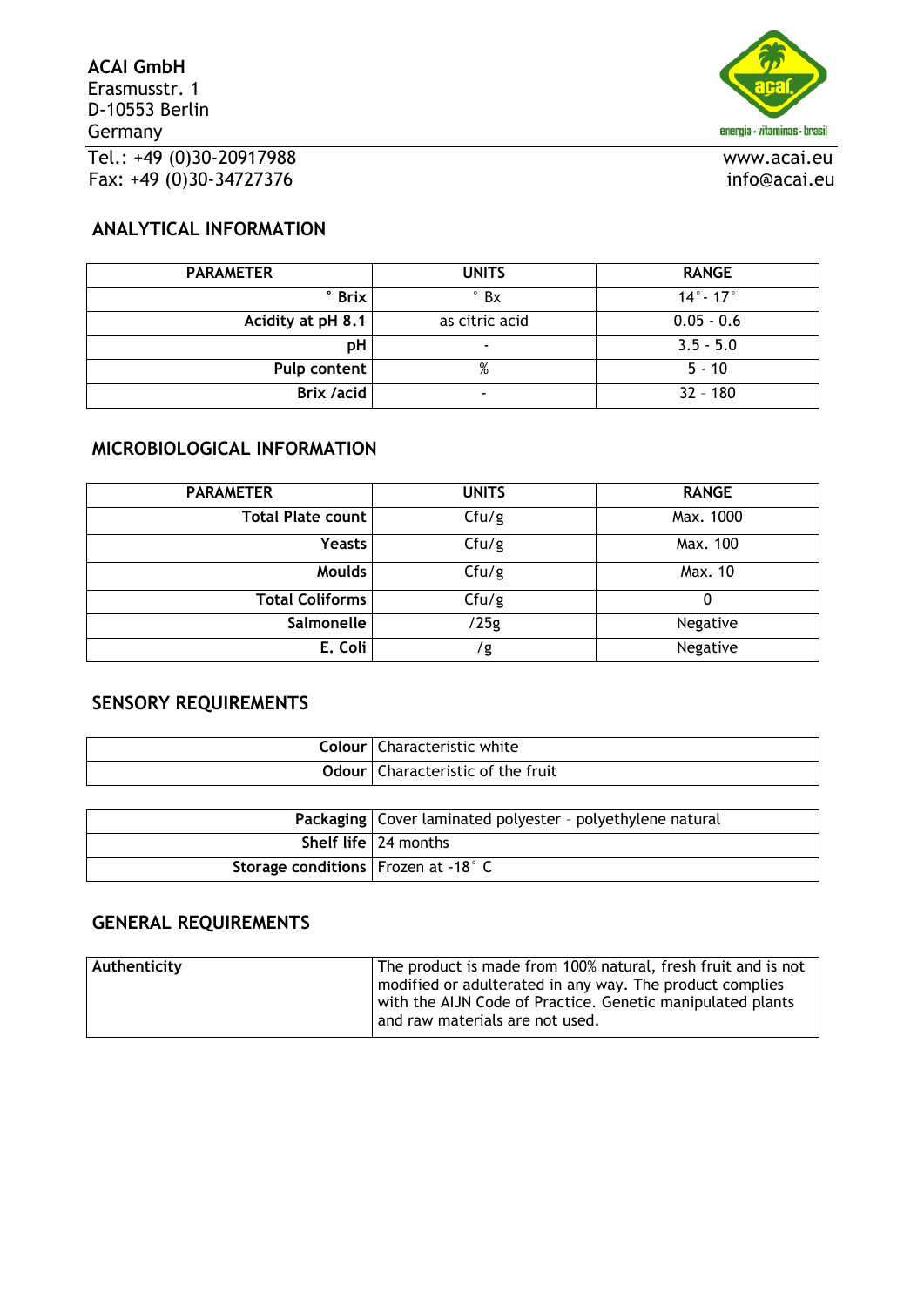**ACAI GmbH**
Erasmusstr. 1
D-10553 Berlin
Germany
Tel.: +49 (0)30-20917988
Fax: +49 (0)30-34727376

www.acai.eu
info@acai.eu

## ANALYTICAL INFORMATION

| PARAMETER | UNITS | RANGE |
|---|---|---|
| ° Brix | ° Bx | 14° - 17° |
| Acidity at pH 8.1 | as citric acid | 0.05 - 0.6 |
| pH | - | 3.5 - 5.0 |
| Pulp content | % | 5 - 10 |
| Brix /acid | - | 32 – 180 |

## MICROBIOLOGICAL INFORMATION

| PARAMETER | UNITS | RANGE |
|---|---|---|
| Total Plate count | Cfu/g | Max. 1000 |
| Yeasts | Cfu/g | Max. 100 |
| Moulds | Cfu/g | Max. 10 |
| Total Coliforms | Cfu/g | 0 |
| Salmonelle | /25g | Negative |
| E. Coli | /g | Negative |

## SENSORY REQUIREMENTS

| | |
|---|---|
| **Colour** | Characteristic white |
| **Odour** | Characteristic of the fruit |

| | |
|---|---|
| **Packaging** | Cover laminated polyester – polyethylene natural |
| **Shelf life** | 24 months |
| **Storage conditions** | Frozen at -18° C |

## GENERAL REQUIREMENTS

| | |
|---|---|
| **Authenticity** | The product is made from 100% natural, fresh fruit and is not modified or adulterated in any way. The product complies with the AIJN Code of Practice. Genetic manipulated plants and raw materials are not used. |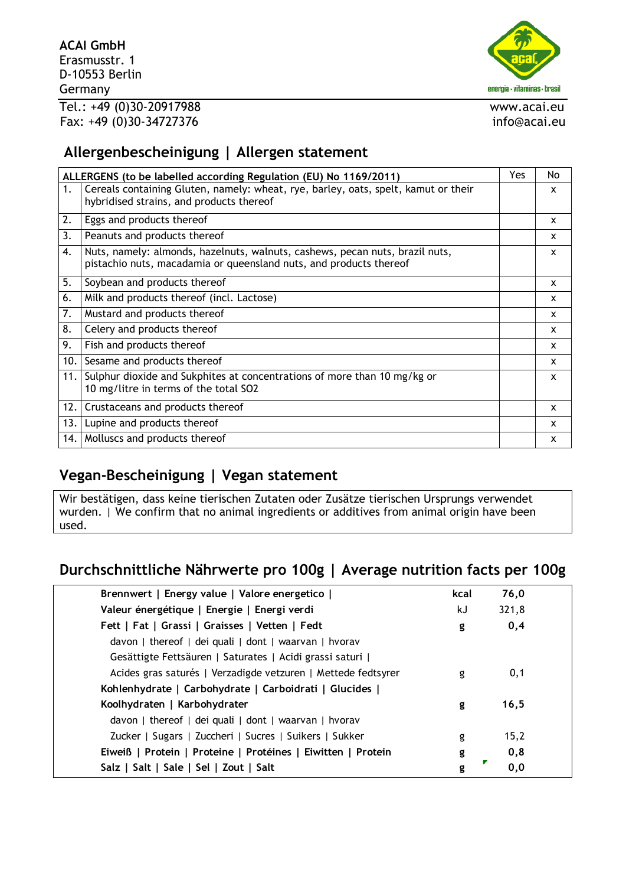**ACAI GmbH**
Erasmusstr. 1
D-10553 Berlin
Germany
Tel.: +49 (0)30-20917988
Fax: +49 (0)30-34727376

energia · vitaminas · brasil
www.acai.eu
info@acai.eu

## Allergenbescheinigung | Allergen statement

| ALLERGENS (to be labelled according Regulation (EU) No 1169/2011) | | Yes | No |
|---|---|---|---|
| 1. | Cereals containing Gluten, namely: wheat, rye, barley, oats, spelt, kamut or their hybridised strains, and products thereof | | x |
| 2. | Eggs and products thereof | | x |
| 3. | Peanuts and products thereof | | x |
| 4. | Nuts, namely: almonds, hazelnuts, walnuts, cashews, pecan nuts, brazil nuts, pistachio nuts, macadamia or queensland nuts, and products thereof | | x |
| 5. | Soybean and products thereof | | x |
| 6. | Milk and products thereof (incl. Lactose) | | x |
| 7. | Mustard and products thereof | | x |
| 8. | Celery and products thereof | | x |
| 9. | Fish and products thereof | | x |
| 10. | Sesame and products thereof | | x |
| 11. | Sulphur dioxide and Sukphites at concentrations of more than 10 mg/kg or 10 mg/litre in terms of the total SO2 | | x |
| 12. | Crustaceans and products thereof | | x |
| 13. | Lupine and products thereof | | x |
| 14. | Molluscs and products thereof | | x |

## Vegan-Bescheinigung | Vegan statement

Wir bestätigen, dass keine tierischen Zutaten oder Zusätze tierischen Ursprungs verwendet wurden. | We confirm that no animal ingredients or additives from animal origin have been used.

## Durchschnittliche Nährwerte pro 100g | Average nutrition facts per 100g

| | | |
|---|---|---|
| **Brennwert \| Energy value \| Valore energetico \|** | **kcal** | **76,0** |
| **Valeur énergétique \| Energie \| Energi verdi** | kJ | 321,8 |
| **Fett \| Fat \| Grassi \| Graisses \| Vetten \| Fedt** | **g** | **0,4** |
| davon \| thereof \| dei quali \| dont \| waarvan \| hvorav Gesättigte Fettsäuren \| Saturates \| Acidi grassi saturi \| Acides gras saturés \| Verzadigde vetzuren \| Mettede fedtsyrer | g | 0,1 |
| **Kohlenhydrate \| Carbohydrate \| Carboidrati \| Glucides \| Koolhydraten \| Karbohydrater** | **g** | **16,5** |
| davon \| thereof \| dei quali \| dont \| waarvan \| hvorav Zucker \| Sugars \| Zuccheri \| Sucres \| Suikers \| Sukker | g | 15,2 |
| **Eiweiß \| Protein \| Proteine \| Protéines \| Eiwitten \| Protein** | **g** | **0,8** |
| **Salz \| Salt \| Sale \| Sel \| Zout \| Salt** | **g** | **0,0** |